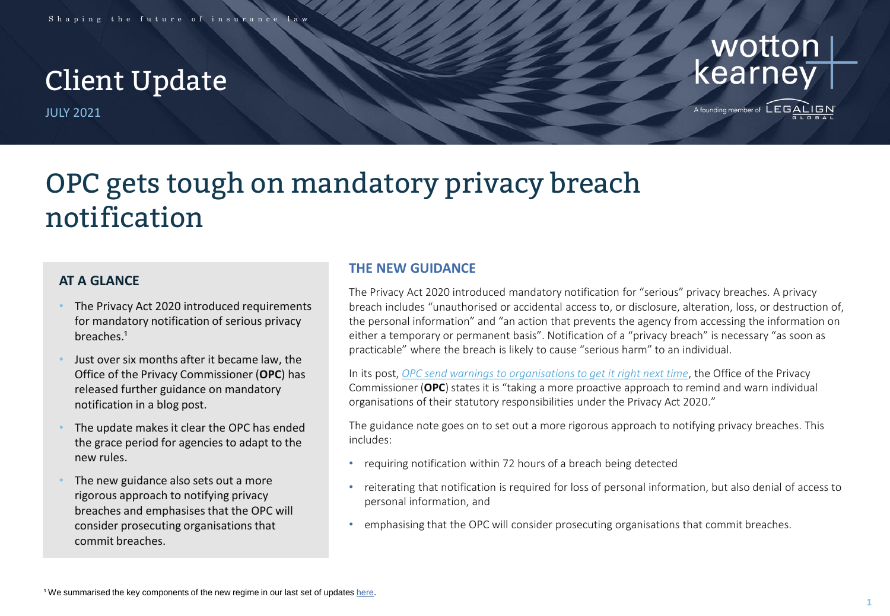Shaping the future of insurance law

# Client Update

JULY 2021

wotton kearney

A founding member of LEGALIGN GLOBAL

# OPC gets tough on mandatory privacy breach notification

## AT A GLANCE

- The Privacy Act 2020 introduced requirements for mandatory notification of serious privacy breaches.[1]
- Just over six months after it became law, the Office of the Privacy Commissioner (**OPC**) has released further guidance on mandatory notification in a blog post.
- The update makes it clear the OPC has ended the grace period for agencies to adapt to the new rules.
- The new guidance also sets out a more rigorous approach to notifying privacy breaches and emphasises that the OPC will consider prosecuting organisations that commit breaches.

## THE NEW GUIDANCE

The Privacy Act 2020 introduced mandatory notification for "serious" privacy breaches. A privacy breach includes "unauthorised or accidental access to, or disclosure, alteration, loss, or destruction of, the personal information" and "an action that prevents the agency from accessing the information on either a temporary or permanent basis". Notification of a "privacy breach" is necessary "as soon as practicable" where the breach is likely to cause "serious harm" to an individual.

In its post, *OPC send warnings to organisations to get it right next time*, the Office of the Privacy Commissioner (**OPC**) states it is "taking a more proactive approach to remind and warn individual organisations of their statutory responsibilities under the Privacy Act 2020."

The guidance note goes on to set out a more rigorous approach to notifying privacy breaches. This includes:

- requiring notification within 72 hours of a breach being detected
- reiterating that notification is required for loss of personal information, but also denial of access to personal information, and
- emphasising that the OPC will consider prosecuting organisations that commit breaches.

[1] We summarised the key components of the new regime in our last set of updates here.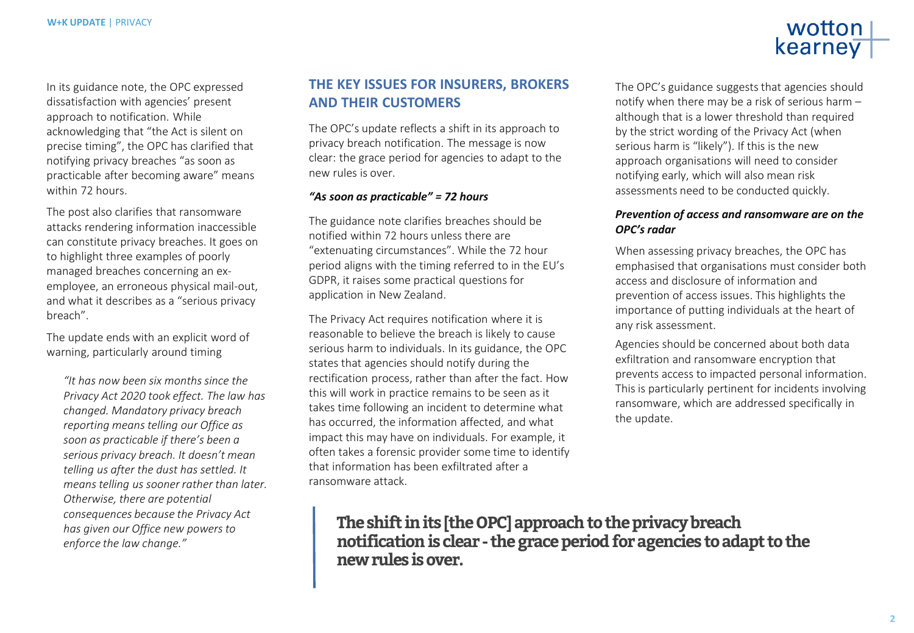In its guidance note, the OPC expressed dissatisfaction with agencies' present approach to notification. While acknowledging that "the Act is silent on precise timing", the OPC has clarified that notifying privacy breaches "as soon as practicable after becoming aware" means within 72 hours.

The post also clarifies that ransomware attacks rendering information inaccessible can constitute privacy breaches. It goes on to highlight three examples of poorly managed breaches concerning an ex-employee, an erroneous physical mail-out, and what it describes as a "serious privacy breach".

The update ends with an explicit word of warning, particularly around timing

> *"It has now been six months since the Privacy Act 2020 took effect. The law has changed. Mandatory privacy breach reporting means telling our Office as soon as practicable if there's been a serious privacy breach. It doesn't mean telling us after the dust has settled. It means telling us sooner rather than later. Otherwise, there are potential consequences because the Privacy Act has given our Office new powers to enforce the law change."*

## THE KEY ISSUES FOR INSURERS, BROKERS AND THEIR CUSTOMERS

The OPC's update reflects a shift in its approach to privacy breach notification. The message is now clear: the grace period for agencies to adapt to the new rules is over.

### *"As soon as practicable" = 72 hours*

The guidance note clarifies breaches should be notified within 72 hours unless there are "extenuating circumstances". While the 72 hour period aligns with the timing referred to in the EU's GDPR, it raises some practical questions for application in New Zealand.

The Privacy Act requires notification where it is reasonable to believe the breach is likely to cause serious harm to individuals. In its guidance, the OPC states that agencies should notify during the rectification process, rather than after the fact. How this will work in practice remains to be seen as it takes time following an incident to determine what has occurred, the information affected, and what impact this may have on individuals. For example, it often takes a forensic provider some time to identify that information has been exfiltrated after a ransomware attack.

The OPC's guidance suggests that agencies should notify when there may be a risk of serious harm – although that is a lower threshold than required by the strict wording of the Privacy Act (when serious harm is "likely"). If this is the new approach organisations will need to consider notifying early, which will also mean risk assessments need to be conducted quickly.

### *Prevention of access and ransomware are on the OPC's radar*

When assessing privacy breaches, the OPC has emphasised that organisations must consider both access and disclosure of information and prevention of access issues. This highlights the importance of putting individuals at the heart of any risk assessment.

Agencies should be concerned about both data exfiltration and ransomware encryption that prevents access to impacted personal information. This is particularly pertinent for incidents involving ransomware, which are addressed specifically in the update.

> **The shift in its [the OPC] approach to the privacy breach notification is clear - the grace period for agencies to adapt to the new rules is over.**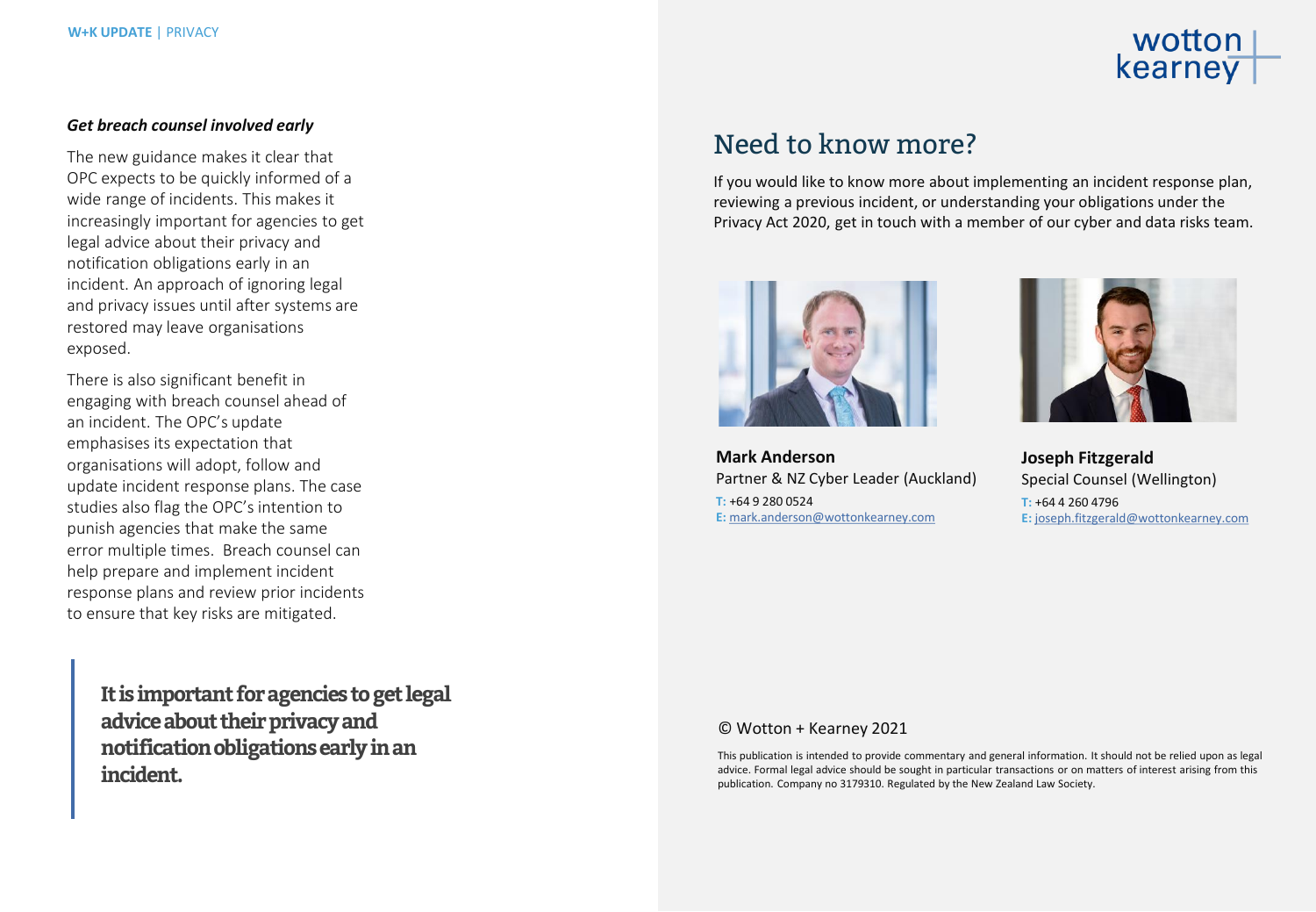### *Get breach counsel involved early*

The new guidance makes it clear that OPC expects to be quickly informed of a wide range of incidents. This makes it increasingly important for agencies to get legal advice about their privacy and notification obligations early in an incident. An approach of ignoring legal and privacy issues until after systems are restored may leave organisations exposed.

There is also significant benefit in engaging with breach counsel ahead of an incident. The OPC's update emphasises its expectation that organisations will adopt, follow and update incident response plans. The case studies also flag the OPC's intention to punish agencies that make the same error multiple times. Breach counsel can help prepare and implement incident response plans and review prior incidents to ensure that key risks are mitigated.

> **It is important for agencies to get legal advice about their privacy and notification obligations early in an incident.**

## Need to know more?

If you would like to know more about implementing an incident response plan, reviewing a previous incident, or understanding your obligations under the Privacy Act 2020, get in touch with a member of our cyber and data risks team.

**Mark Anderson**
Partner & NZ Cyber Leader (Auckland)
**T:** +64 9 280 0524
**E:** mark.anderson@wottonkearney.com

**Joseph Fitzgerald**
Special Counsel (Wellington)
**T:** +64 4 260 4796
**E:** joseph.fitzgerald@wottonkearney.com

© Wotton + Kearney 2021

This publication is intended to provide commentary and general information. It should not be relied upon as legal advice. Formal legal advice should be sought in particular transactions or on matters of interest arising from this publication. Company no 3179310. Regulated by the New Zealand Law Society.